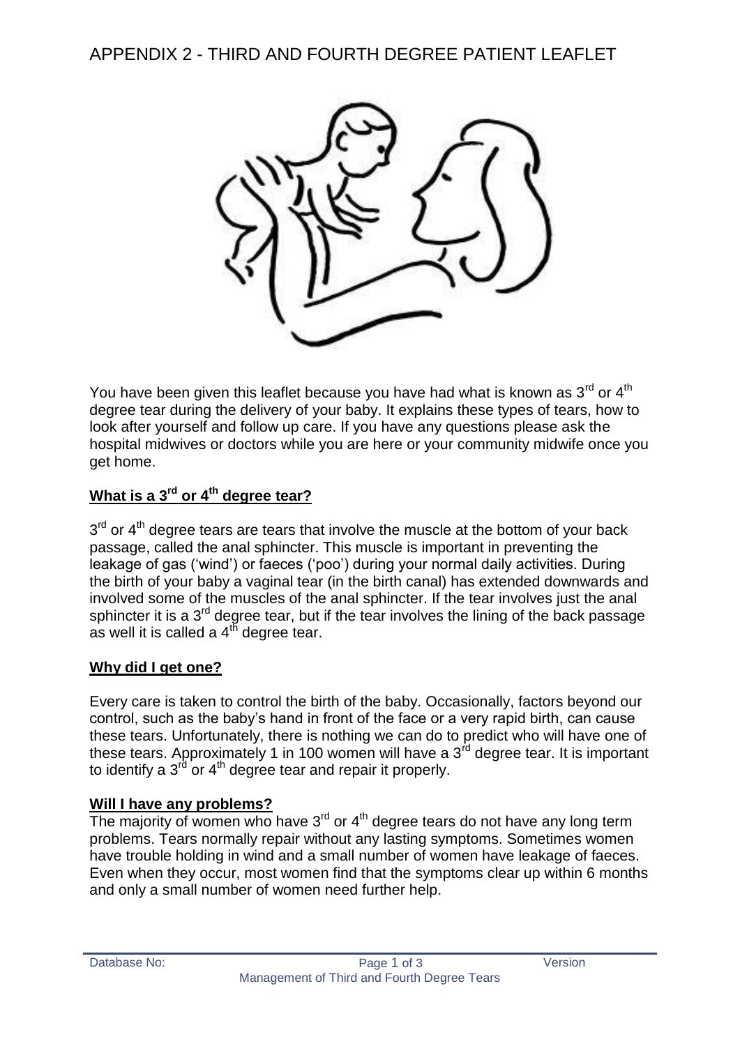# APPENDIX 2 - THIRD AND FOURTH DEGREE PATIENT LEAFLET

You have been given this leaflet because you have had what is known as 3rd or 4th degree tear during the delivery of your baby. It explains these types of tears, how to look after yourself and follow up care. If you have any questions please ask the hospital midwives or doctors while you are here or your community midwife once you get home.

## **What is a 3rd or 4th degree tear?**

3rd or 4th degree tears are tears that involve the muscle at the bottom of your back passage, called the anal sphincter. This muscle is important in preventing the leakage of gas ('wind') or faeces ('poo') during your normal daily activities. During the birth of your baby a vaginal tear (in the birth canal) has extended downwards and involved some of the muscles of the anal sphincter. If the tear involves just the anal sphincter it is a 3rd degree tear, but if the tear involves the lining of the back passage as well it is called a 4th degree tear.

## **Why did I get one?**

Every care is taken to control the birth of the baby. Occasionally, factors beyond our control, such as the baby's hand in front of the face or a very rapid birth, can cause these tears. Unfortunately, there is nothing we can do to predict who will have one of these tears. Approximately 1 in 100 women will have a 3rd degree tear. It is important to identify a 3rd or 4th degree tear and repair it properly.

## **Will I have any problems?**

The majority of women who have 3rd or 4th degree tears do not have any long term problems. Tears normally repair without any lasting symptoms. Sometimes women have trouble holding in wind and a small number of women have leakage of faeces. Even when they occur, most women find that the symptoms clear up within 6 months and only a small number of women need further help.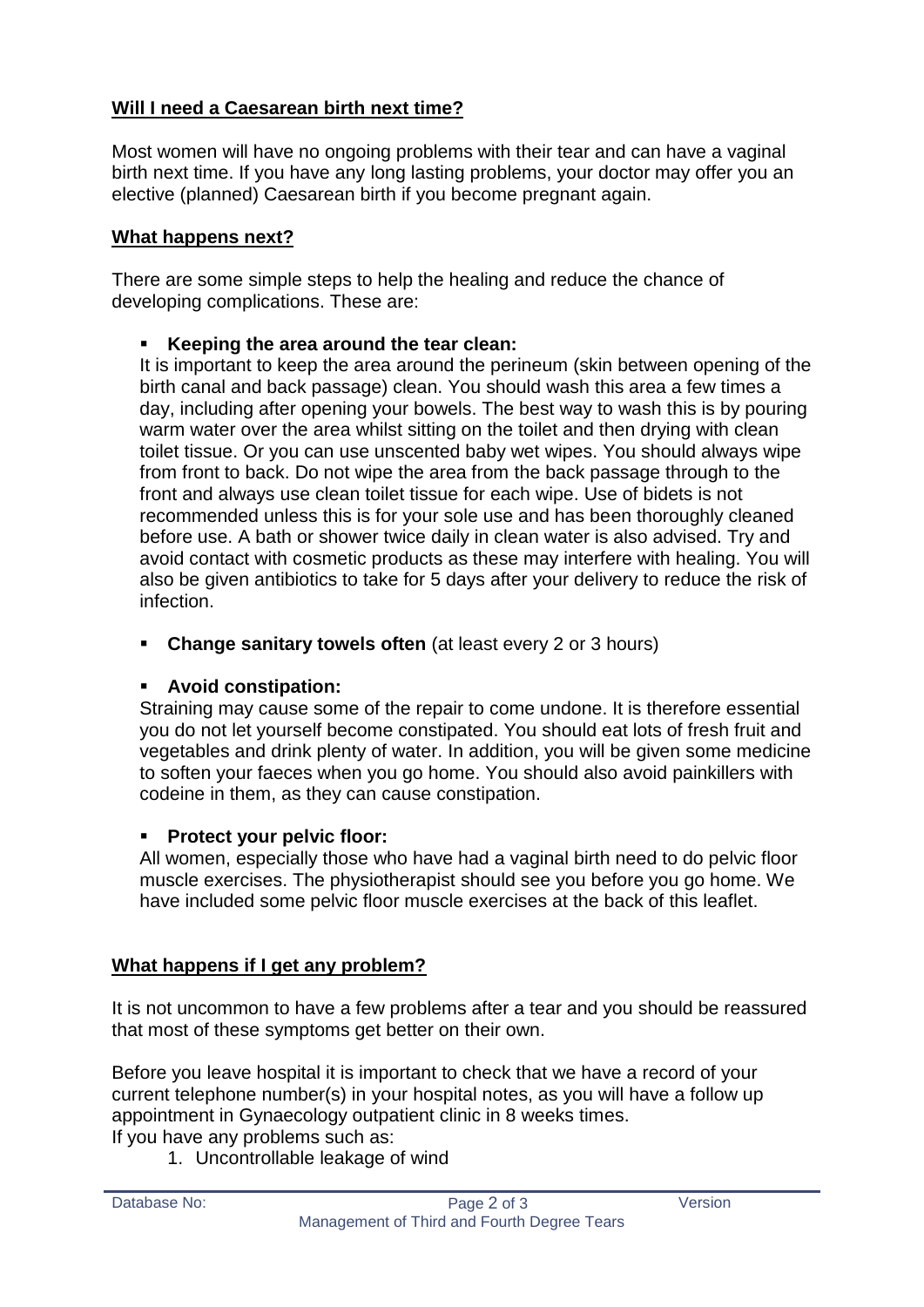**Will I need a Caesarean birth next time?**

Most women will have no ongoing problems with their tear and can have a vaginal birth next time. If you have any long lasting problems, your doctor may offer you an elective (planned) Caesarean birth if you become pregnant again.

**What happens next?**

There are some simple steps to help the healing and reduce the chance of developing complications. These are:

- **Keeping the area around the tear clean:**
  It is important to keep the area around the perineum (skin between opening of the birth canal and back passage) clean. You should wash this area a few times a day, including after opening your bowels. The best way to wash this is by pouring warm water over the area whilst sitting on the toilet and then drying with clean toilet tissue. Or you can use unscented baby wet wipes. You should always wipe from front to back. Do not wipe the area from the back passage through to the front and always use clean toilet tissue for each wipe. Use of bidets is not recommended unless this is for your sole use and has been thoroughly cleaned before use. A bath or shower twice daily in clean water is also advised. Try and avoid contact with cosmetic products as these may interfere with healing. You will also be given antibiotics to take for 5 days after your delivery to reduce the risk of infection.

- **Change sanitary towels often** (at least every 2 or 3 hours)

- **Avoid constipation:**
  Straining may cause some of the repair to come undone. It is therefore essential you do not let yourself become constipated. You should eat lots of fresh fruit and vegetables and drink plenty of water. In addition, you will be given some medicine to soften your faeces when you go home. You should also avoid painkillers with codeine in them, as they can cause constipation.

- **Protect your pelvic floor:**
  All women, especially those who have had a vaginal birth need to do pelvic floor muscle exercises. The physiotherapist should see you before you go home. We have included some pelvic floor muscle exercises at the back of this leaflet.

**What happens if I get any problem?**

It is not uncommon to have a few problems after a tear and you should be reassured that most of these symptoms get better on their own.

Before you leave hospital it is important to check that we have a record of your current telephone number(s) in your hospital notes, as you will have a follow up appointment in Gynaecology outpatient clinic in 8 weeks times.
If you have any problems such as:

1. Uncontrollable leakage of wind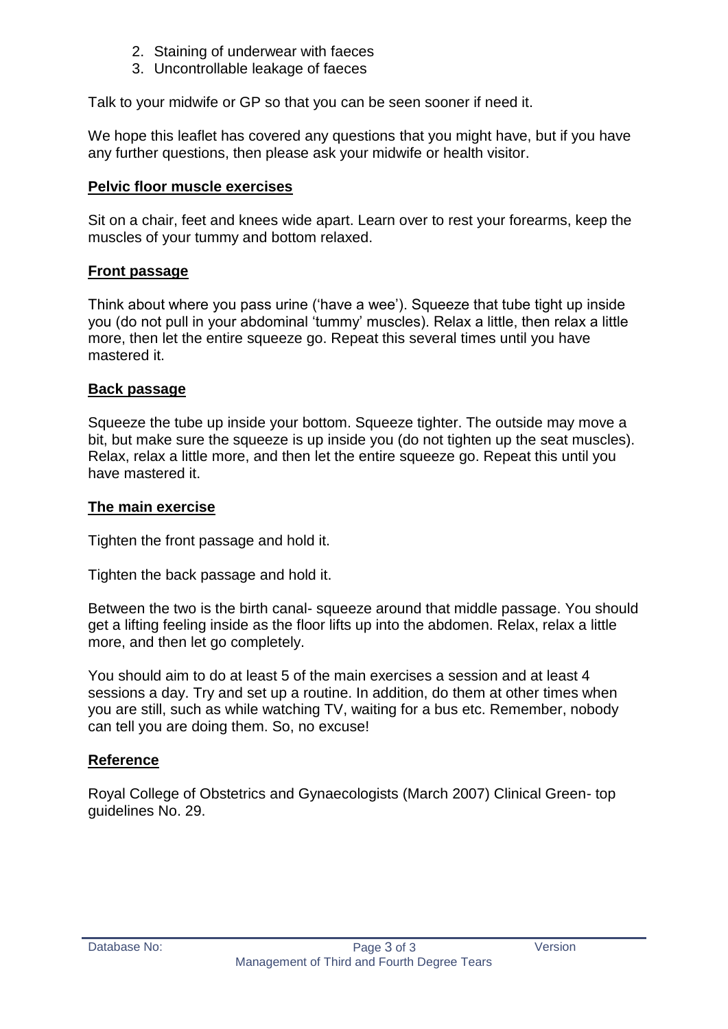2. Staining of underwear with faeces
3. Uncontrollable leakage of faeces

Talk to your midwife or GP so that you can be seen sooner if need it.

We hope this leaflet has covered any questions that you might have, but if you have any further questions, then please ask your midwife or health visitor.

## Pelvic floor muscle exercises

Sit on a chair, feet and knees wide apart. Learn over to rest your forearms, keep the muscles of your tummy and bottom relaxed.

## Front passage

Think about where you pass urine ('have a wee'). Squeeze that tube tight up inside you (do not pull in your abdominal 'tummy' muscles). Relax a little, then relax a little more, then let the entire squeeze go. Repeat this several times until you have mastered it.

## Back passage

Squeeze the tube up inside your bottom. Squeeze tighter. The outside may move a bit, but make sure the squeeze is up inside you (do not tighten up the seat muscles). Relax, relax a little more, and then let the entire squeeze go. Repeat this until you have mastered it.

## The main exercise

Tighten the front passage and hold it.

Tighten the back passage and hold it.

Between the two is the birth canal- squeeze around that middle passage. You should get a lifting feeling inside as the floor lifts up into the abdomen. Relax, relax a little more, and then let go completely.

You should aim to do at least 5 of the main exercises a session and at least 4 sessions a day. Try and set up a routine. In addition, do them at other times when you are still, such as while watching TV, waiting for a bus etc. Remember, nobody can tell you are doing them. So, no excuse!

## Reference

Royal College of Obstetrics and Gynaecologists (March 2007) Clinical Green- top guidelines No. 29.